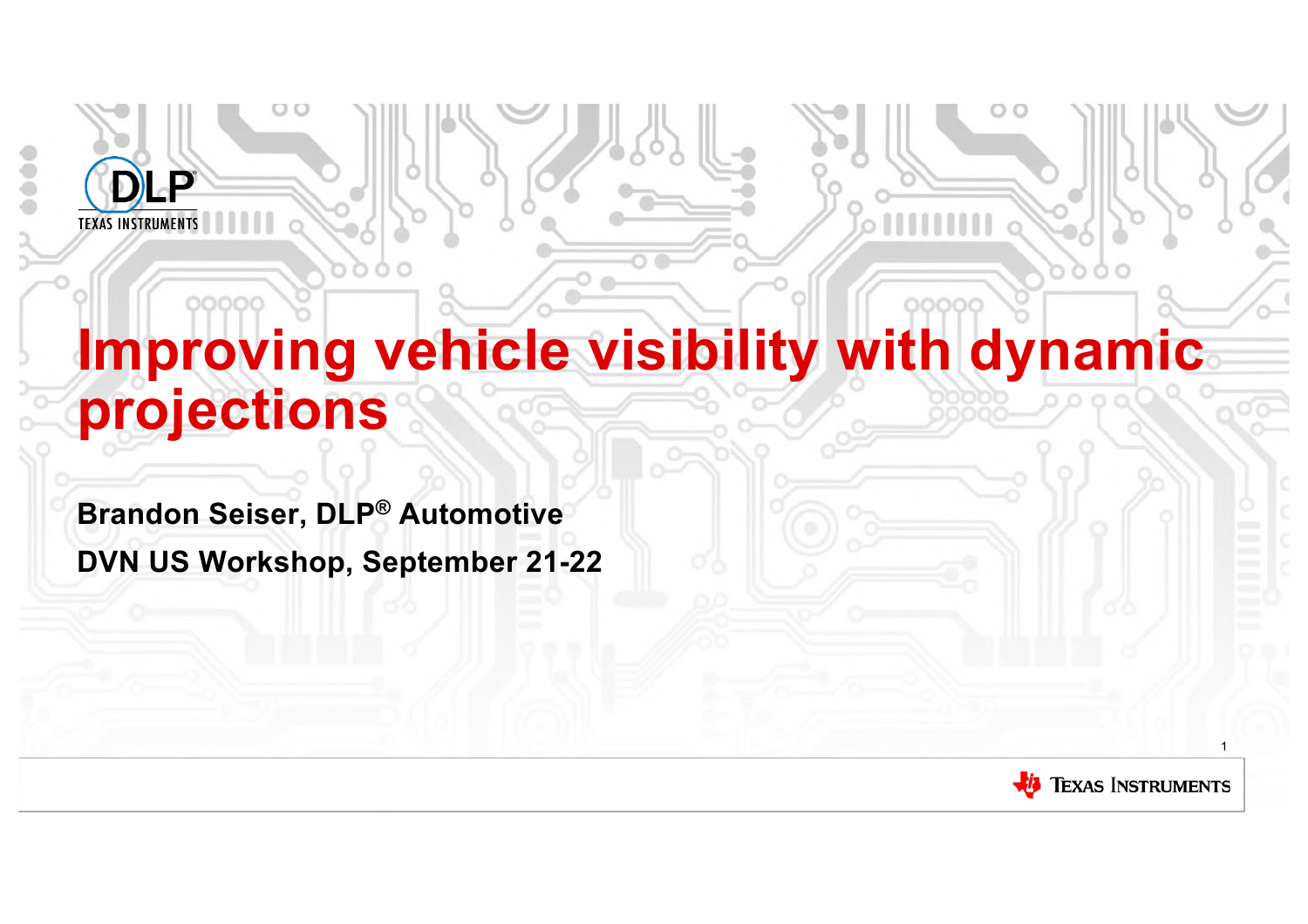# Improving vehicle visibility with dynamic projections

**Brandon Seiser, DLP® Automotive**

**DVN US Workshop, September 21-22**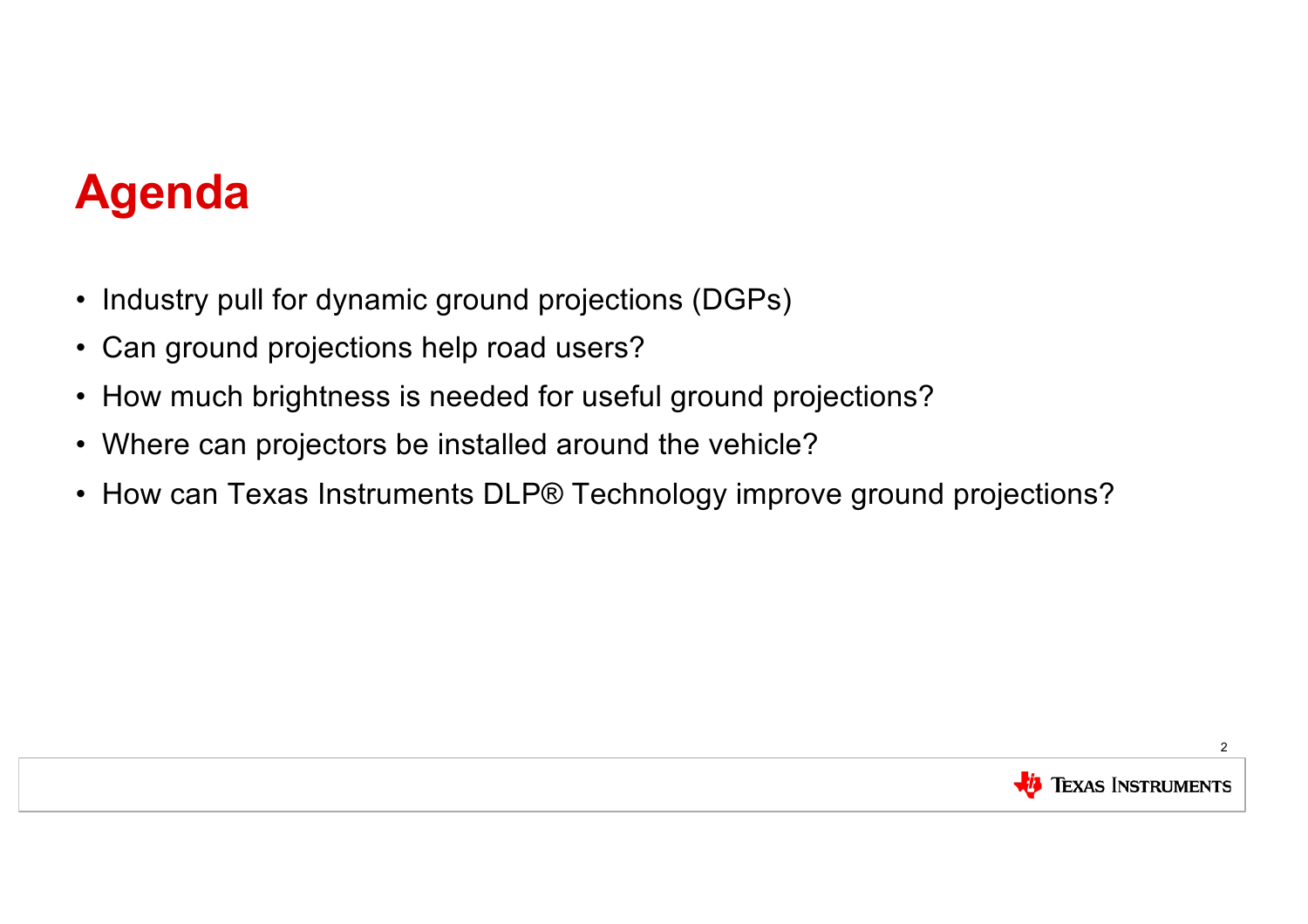# Agenda

- Industry pull for dynamic ground projections (DGPs)
- Can ground projections help road users?
- How much brightness is needed for useful ground projections?
- Where can projectors be installed around the vehicle?
- How can Texas Instruments DLP® Technology improve ground projections?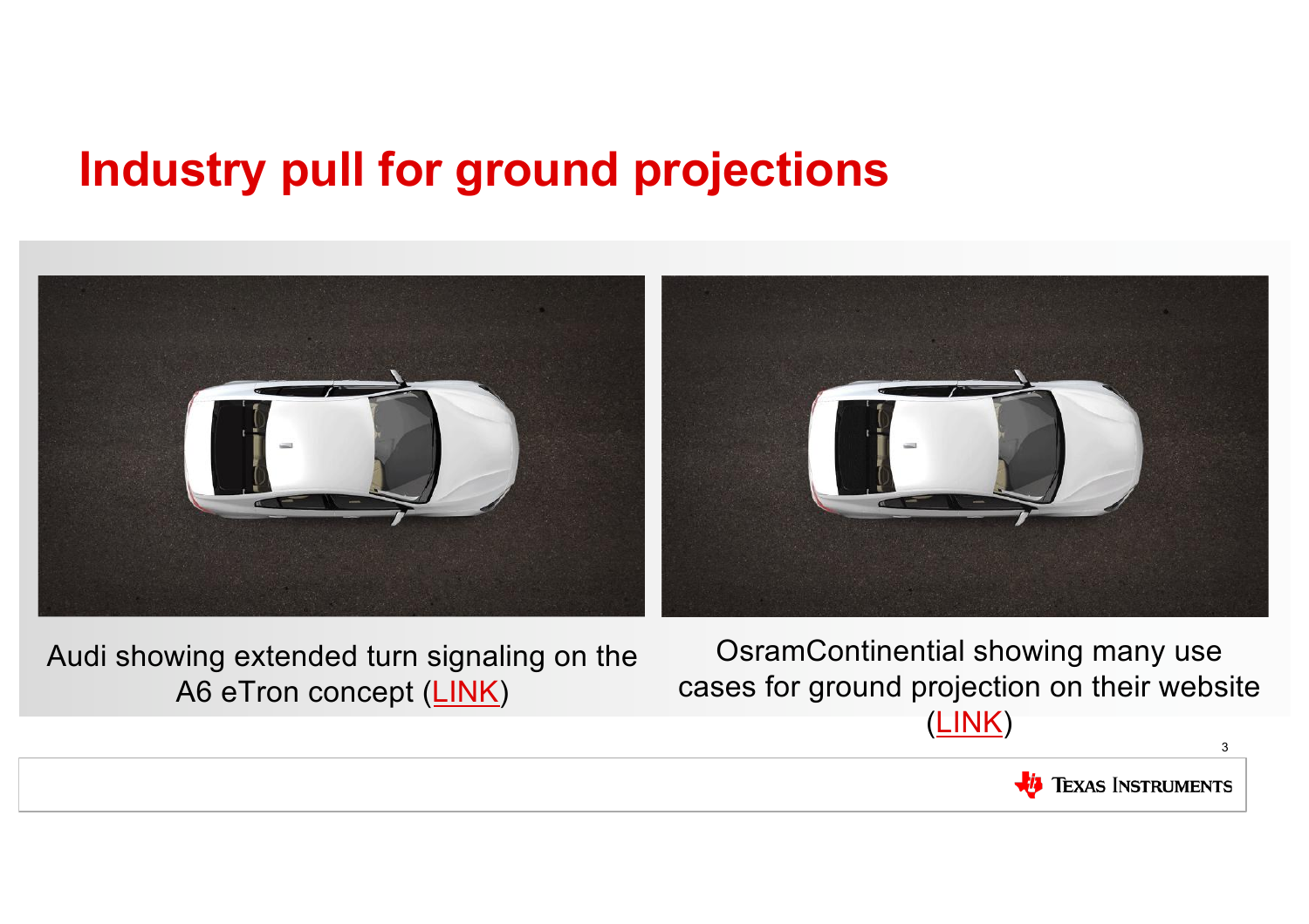# Industry pull for ground projections

Audi showing extended turn signaling on the A6 eTron concept (LINK)

OsramContinential showing many use cases for ground projection on their website (LINK)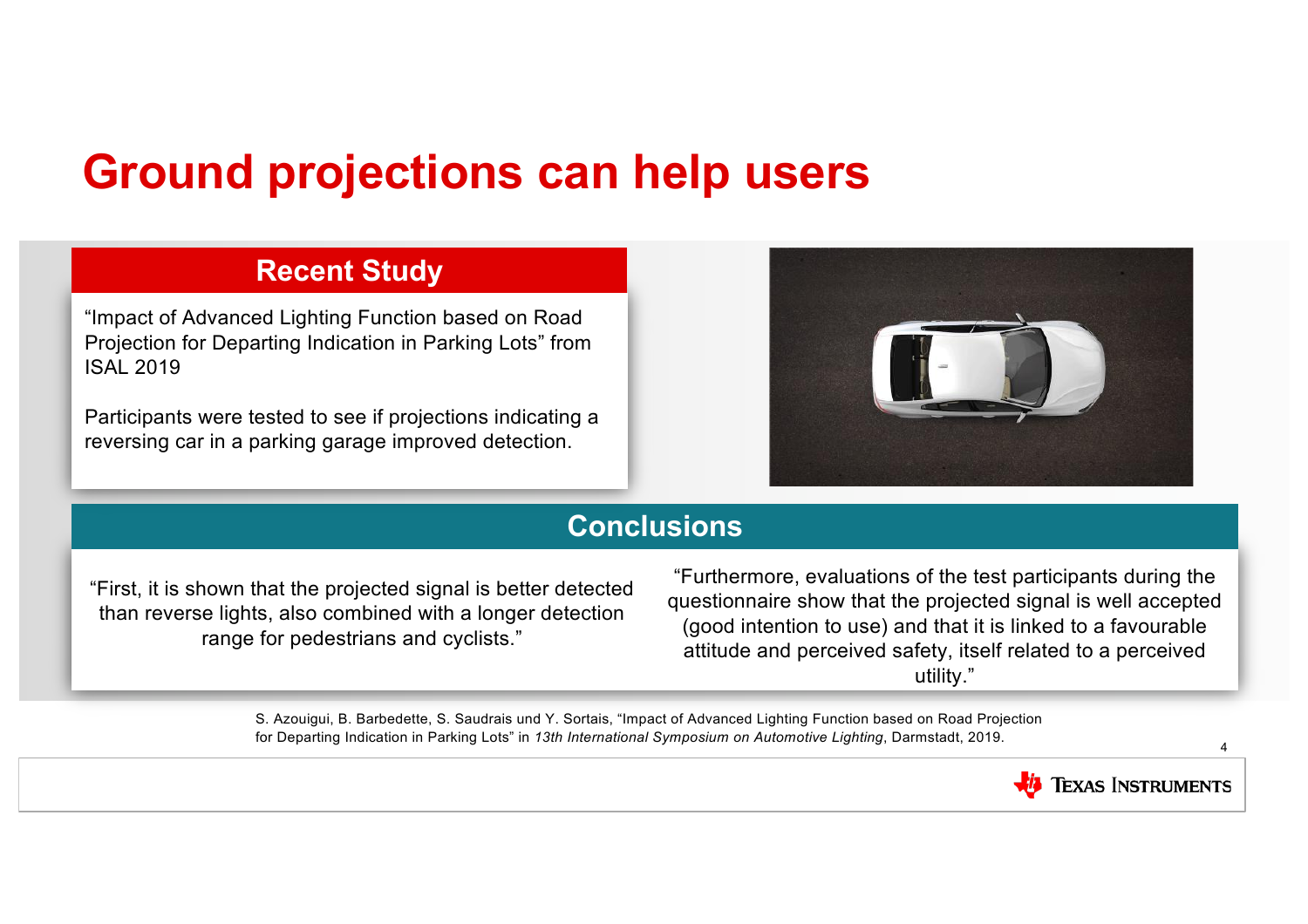# Ground projections can help users

## Recent Study

“Impact of Advanced Lighting Function based on Road Projection for Departing Indication in Parking Lots” from ISAL 2019

Participants were tested to see if projections indicating a reversing car in a parking garage improved detection.

## Conclusions

“First, it is shown that the projected signal is better detected than reverse lights, also combined with a longer detection range for pedestrians and cyclists.”

“Furthermore, evaluations of the test participants during the questionnaire show that the projected signal is well accepted (good intention to use) and that it is linked to a favourable attitude and perceived safety, itself related to a perceived utility.”

S. Azouigui, B. Barbedette, S. Saudrais und Y. Sortais, “Impact of Advanced Lighting Function based on Road Projection for Departing Indication in Parking Lots” in *13th International Symposium on Automotive Lighting*, Darmstadt, 2019.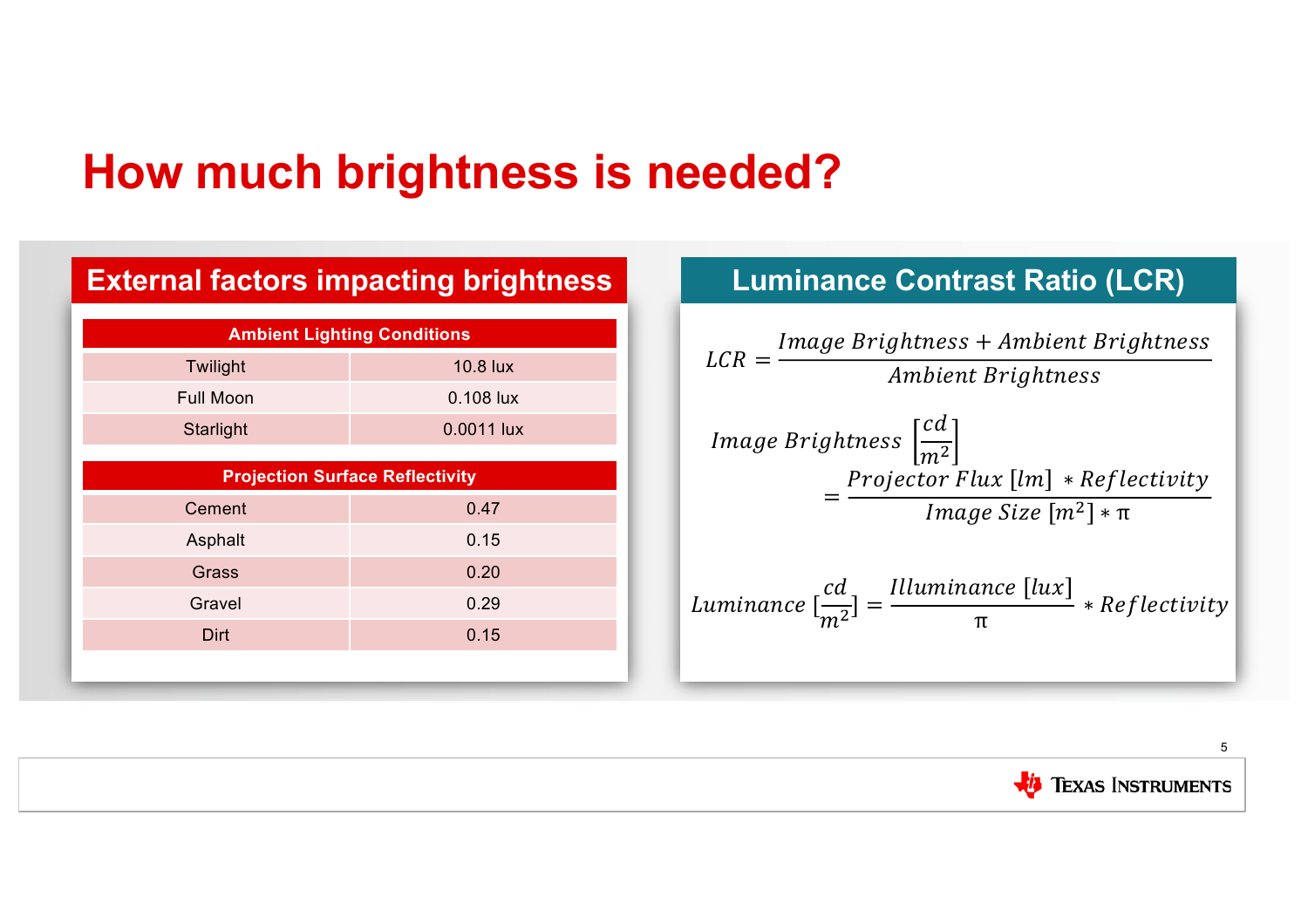# How much brightness is needed?

## External factors impacting brightness

| Ambient Lighting Conditions | |
|---|---|
| Twilight | 10.8 lux |
| Full Moon | 0.108 lux |
| Starlight | 0.0011 lux |

| Projection Surface Reflectivity | |
|---|---|
| Cement | 0.47 |
| Asphalt | 0.15 |
| Grass | 0.20 |
| Gravel | 0.29 |
| Dirt | 0.15 |

## Luminance Contrast Ratio (LCR)

$$LCR = \frac{Image\ Brightness + Ambient\ Brightness}{Ambient\ Brightness}$$

$$Image\ Brightness\ \left[\frac{cd}{m^2}\right] = \frac{Projector\ Flux\ [lm] * Reflectivity}{Image\ Size\ [m^2] * \pi}$$

$$Luminance\ \left[\frac{cd}{m^2}\right] = \frac{Illuminance\ [lux]}{\pi} * Reflectivity$$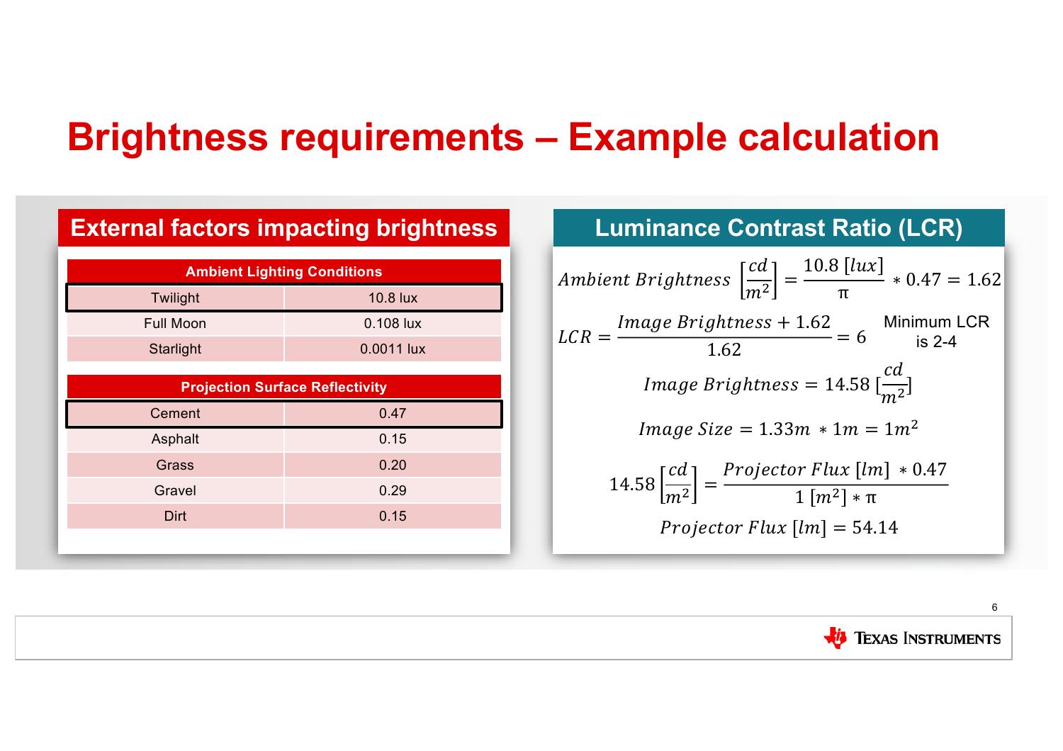# Brightness requirements – Example calculation

## External factors impacting brightness

| Ambient Lighting Conditions | |
|---|---|
| Twilight | 10.8 lux |
| Full Moon | 0.108 lux |
| Starlight | 0.0011 lux |

| Projection Surface Reflectivity | |
|---|---|
| Cement | 0.47 |
| Asphalt | 0.15 |
| Grass | 0.20 |
| Gravel | 0.29 |
| Dirt | 0.15 |

## Luminance Contrast Ratio (LCR)

$$Ambient\ Brightness\ \left[\frac{cd}{m^2}\right] = \frac{10.8\ [lux]}{\pi} * 0.47 = 1.62$$

$$LCR = \frac{Image\ Brightness + 1.62}{1.62} = 6$$

Minimum LCR is 2-4

$$Image\ Brightness = 14.58\ \left[\frac{cd}{m^2}\right]$$

$$Image\ Size = 1.33m * 1m = 1m^2$$

$$14.58\left[\frac{cd}{m^2}\right] = \frac{Projector\ Flux\ [lm] * 0.47}{1\ [m^2] * \pi}$$

$$Projector\ Flux\ [lm] = 54.14$$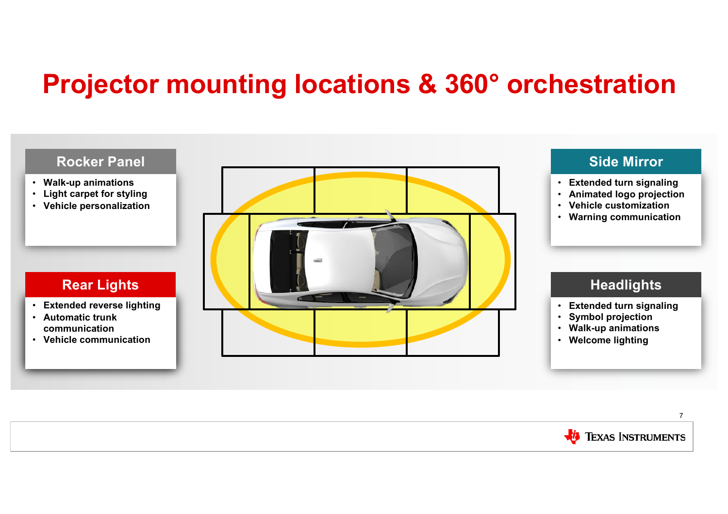# Projector mounting locations & 360° orchestration

## Rocker Panel

- Walk-up animations
- Light carpet for styling
- Vehicle personalization

## Rear Lights

- Extended reverse lighting
- Automatic trunk communication
- Vehicle communication

## Side Mirror

- Extended turn signaling
- Animated logo projection
- Vehicle customization
- Warning communication

## Headlights

- Extended turn signaling
- Symbol projection
- Walk-up animations
- Welcome lighting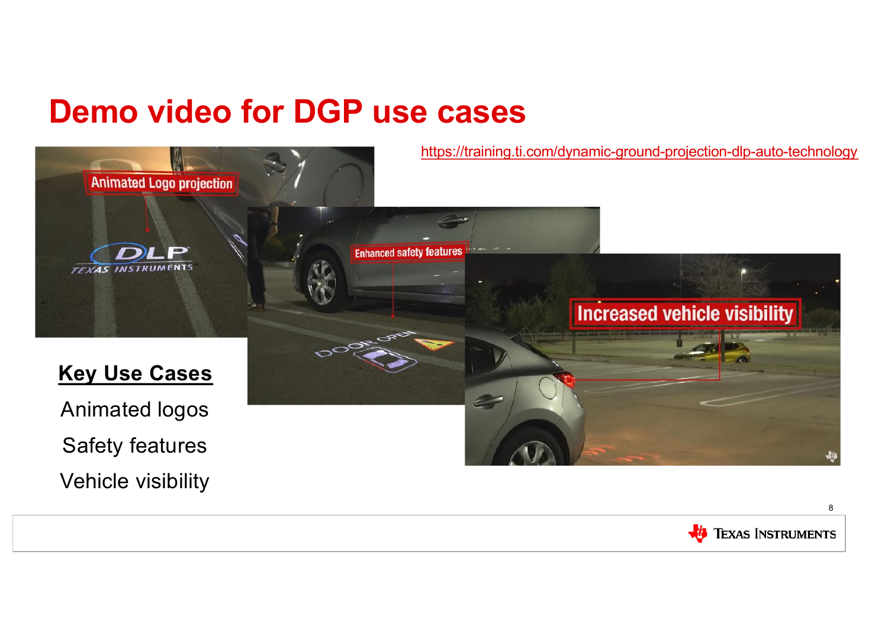# Demo video for DGP use cases

https://training.ti.com/dynamic-ground-projection-dlp-auto-technology

**Key Use Cases**

Animated logos

Safety features

Vehicle visibility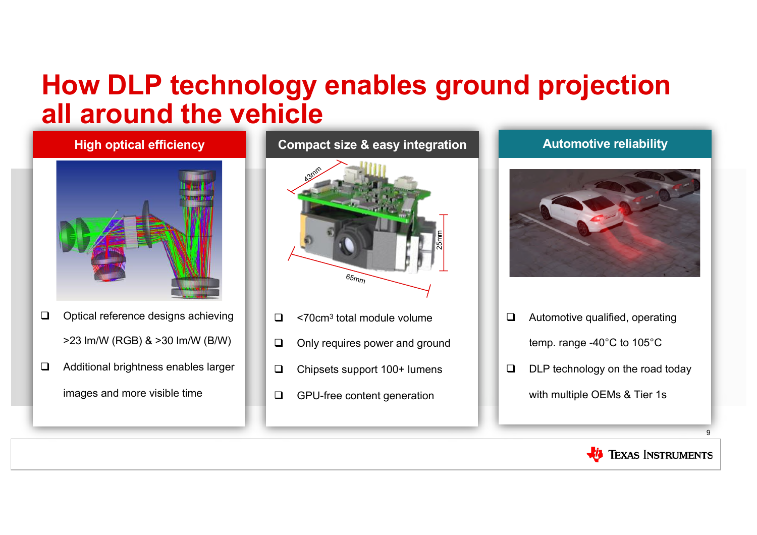# How DLP technology enables ground projection all around the vehicle

## High optical efficiency

- Optical reference designs achieving >23 lm/W (RGB) & >30 lm/W (B/W)
- Additional brightness enables larger images and more visible time

## Compact size & easy integration

43mm

25mm

65mm

- <70cm³ total module volume
- Only requires power and ground
- Chipsets support 100+ lumens
- GPU-free content generation

## Automotive reliability

- Automotive qualified, operating temp. range -40°C to 105°C
- DLP technology on the road today with multiple OEMs & Tier 1s

Texas Instruments